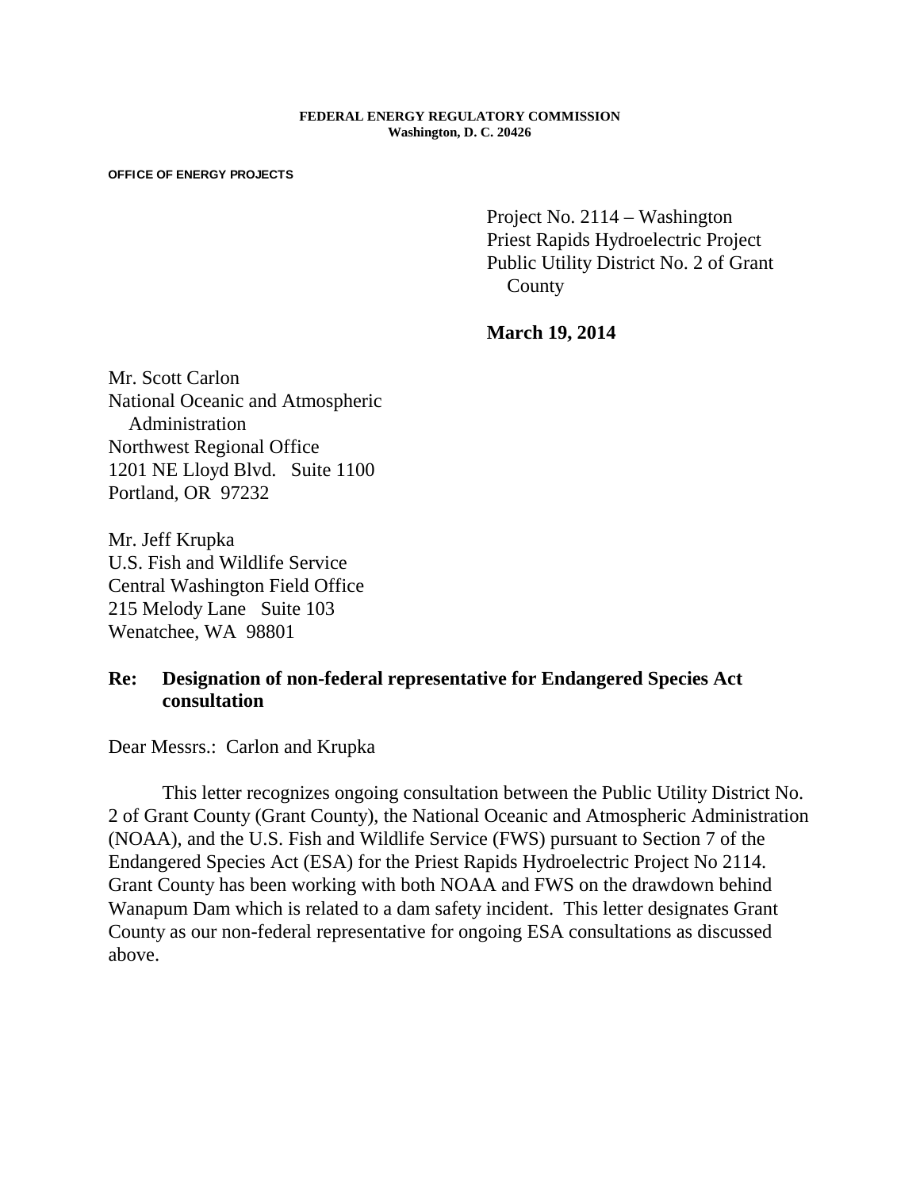**FEDERAL ENERGY REGULATORY COMMISSION**
**Washington, D. C. 20426**

**OFFICE OF ENERGY PROJECTS**

Project No. 2114 – Washington
Priest Rapids Hydroelectric Project
Public Utility District No. 2 of Grant County

**March 19, 2014**

Mr. Scott Carlon
National Oceanic and Atmospheric Administration
Northwest Regional Office
1201 NE Lloyd Blvd. Suite 1100
Portland, OR 97232

Mr. Jeff Krupka
U.S. Fish and Wildlife Service
Central Washington Field Office
215 Melody Lane Suite 103
Wenatchee, WA 98801

**Re: Designation of non-federal representative for Endangered Species Act consultation**

Dear Messrs.: Carlon and Krupka

This letter recognizes ongoing consultation between the Public Utility District No. 2 of Grant County (Grant County), the National Oceanic and Atmospheric Administration (NOAA), and the U.S. Fish and Wildlife Service (FWS) pursuant to Section 7 of the Endangered Species Act (ESA) for the Priest Rapids Hydroelectric Project No 2114. Grant County has been working with both NOAA and FWS on the drawdown behind Wanapum Dam which is related to a dam safety incident. This letter designates Grant County as our non-federal representative for ongoing ESA consultations as discussed above.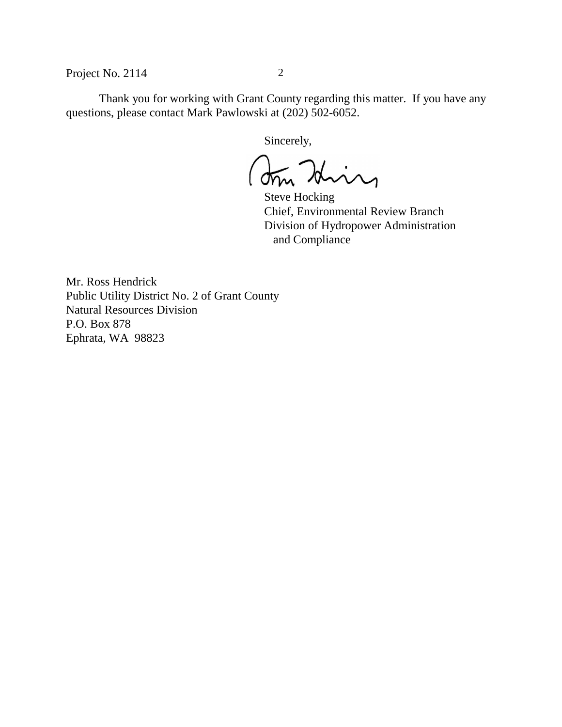Thank you for working with Grant County regarding this matter. If you have any questions, please contact Mark Pawlowski at (202) 502-6052.

Sincerely,

Steve Hocking
Chief, Environmental Review Branch
Division of Hydropower Administration
and Compliance

Mr. Ross Hendrick
Public Utility District No. 2 of Grant County
Natural Resources Division
P.O. Box 878
Ephrata, WA 98823